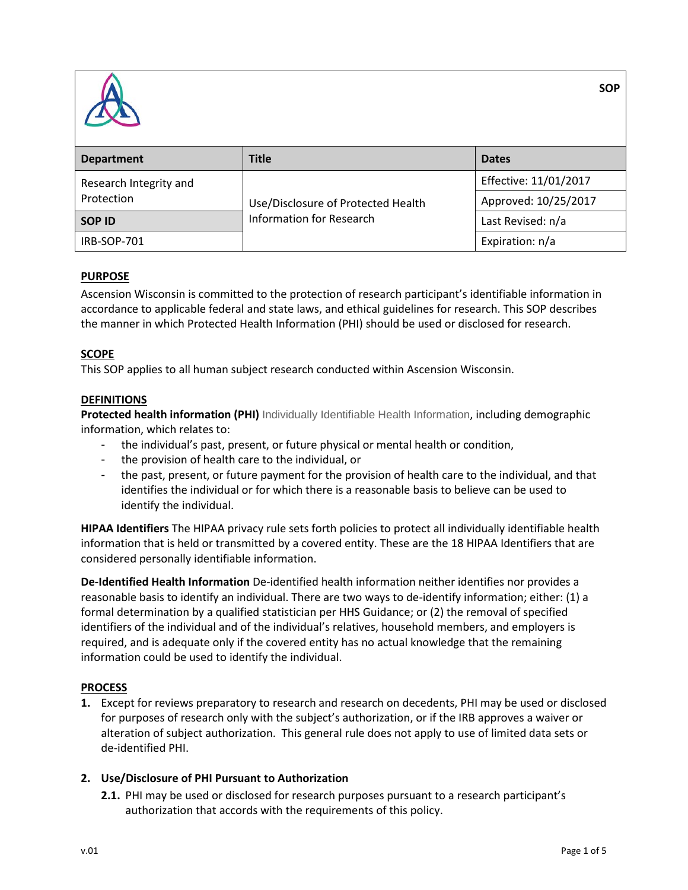**SOP**

| Department | Title | Dates |
| --- | --- | --- |
| Research Integrity and Protection | Use/Disclosure of Protected Health Information for Research | Effective: 11/01/2017 |
| | | Approved: 10/25/2017 |
| **SOP ID** | | Last Revised: n/a |
| IRB-SOP-701 | | Expiration: n/a |

## PURPOSE

Ascension Wisconsin is committed to the protection of research participant's identifiable information in accordance to applicable federal and state laws, and ethical guidelines for research. This SOP describes the manner in which Protected Health Information (PHI) should be used or disclosed for research.

## SCOPE

This SOP applies to all human subject research conducted within Ascension Wisconsin.

## DEFINITIONS

**Protected health information (PHI)** Individually Identifiable Health Information, including demographic information, which relates to:

- the individual's past, present, or future physical or mental health or condition,
- the provision of health care to the individual, or
- the past, present, or future payment for the provision of health care to the individual, and that identifies the individual or for which there is a reasonable basis to believe can be used to identify the individual.

**HIPAA Identifiers** The HIPAA privacy rule sets forth policies to protect all individually identifiable health information that is held or transmitted by a covered entity. These are the 18 HIPAA Identifiers that are considered personally identifiable information.

**De-Identified Health Information** De-identified health information neither identifies nor provides a reasonable basis to identify an individual. There are two ways to de-identify information; either: (1) a formal determination by a qualified statistician per HHS Guidance; or (2) the removal of specified identifiers of the individual and of the individual's relatives, household members, and employers is required, and is adequate only if the covered entity has no actual knowledge that the remaining information could be used to identify the individual.

## PROCESS

1. Except for reviews preparatory to research and research on decedents, PHI may be used or disclosed for purposes of research only with the subject's authorization, or if the IRB approves a waiver or alteration of subject authorization. This general rule does not apply to use of limited data sets or de-identified PHI.

2. **Use/Disclosure of PHI Pursuant to Authorization**

   **2.1.** PHI may be used or disclosed for research purposes pursuant to a research participant's authorization that accords with the requirements of this policy.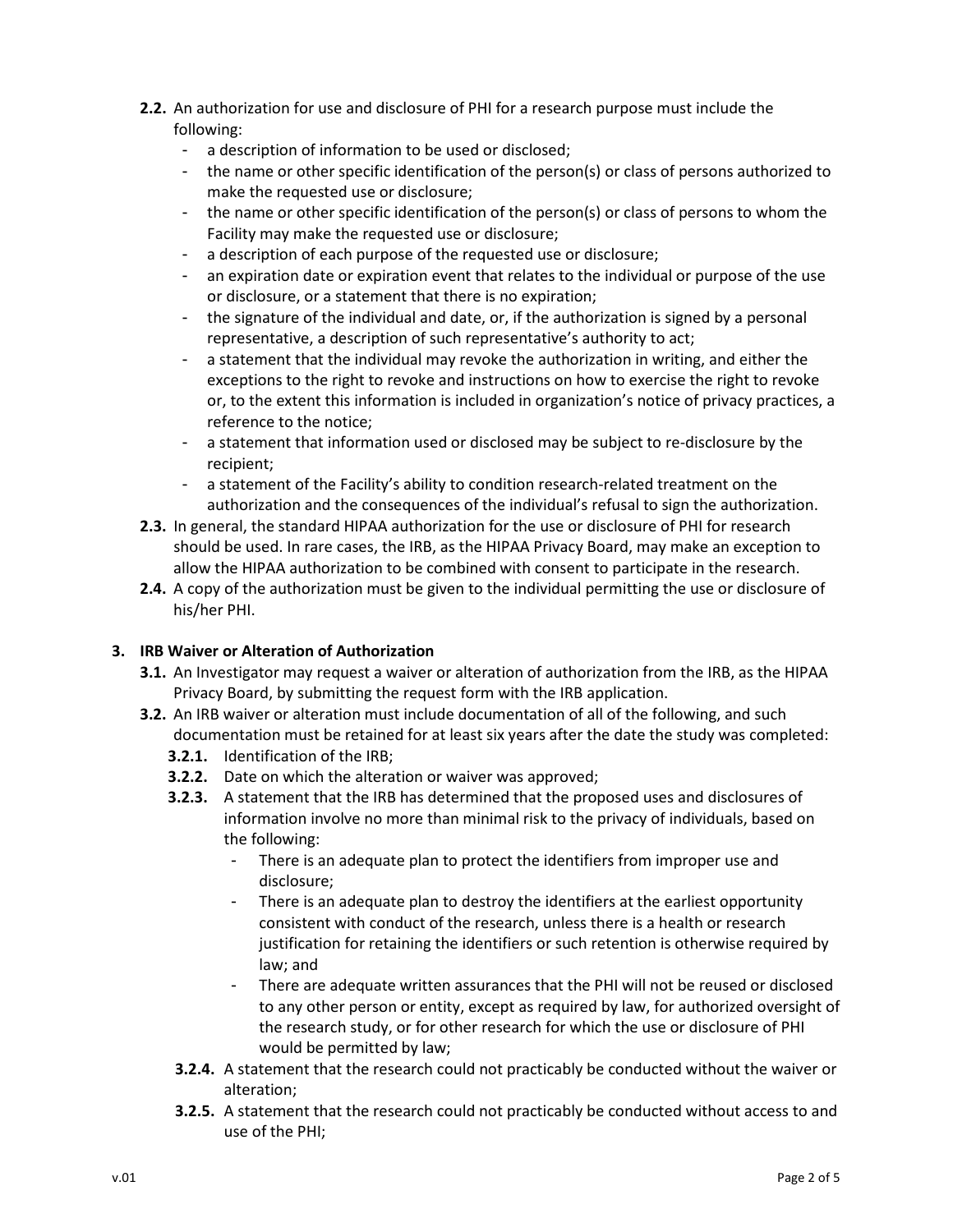**2.2.** An authorization for use and disclosure of PHI for a research purpose must include the following:

- a description of information to be used or disclosed;
- the name or other specific identification of the person(s) or class of persons authorized to make the requested use or disclosure;
- the name or other specific identification of the person(s) or class of persons to whom the Facility may make the requested use or disclosure;
- a description of each purpose of the requested use or disclosure;
- an expiration date or expiration event that relates to the individual or purpose of the use or disclosure, or a statement that there is no expiration;
- the signature of the individual and date, or, if the authorization is signed by a personal representative, a description of such representative's authority to act;
- a statement that the individual may revoke the authorization in writing, and either the exceptions to the right to revoke and instructions on how to exercise the right to revoke or, to the extent this information is included in organization's notice of privacy practices, a reference to the notice;
- a statement that information used or disclosed may be subject to re-disclosure by the recipient;
- a statement of the Facility's ability to condition research-related treatment on the authorization and the consequences of the individual's refusal to sign the authorization.

**2.3.** In general, the standard HIPAA authorization for the use or disclosure of PHI for research should be used. In rare cases, the IRB, as the HIPAA Privacy Board, may make an exception to allow the HIPAA authorization to be combined with consent to participate in the research.

**2.4.** A copy of the authorization must be given to the individual permitting the use or disclosure of his/her PHI.

### 3. IRB Waiver or Alteration of Authorization

**3.1.** An Investigator may request a waiver or alteration of authorization from the IRB, as the HIPAA Privacy Board, by submitting the request form with the IRB application.

**3.2.** An IRB waiver or alteration must include documentation of all of the following, and such documentation must be retained for at least six years after the date the study was completed:

**3.2.1.** Identification of the IRB;

**3.2.2.** Date on which the alteration or waiver was approved;

**3.2.3.** A statement that the IRB has determined that the proposed uses and disclosures of information involve no more than minimal risk to the privacy of individuals, based on the following:

- There is an adequate plan to protect the identifiers from improper use and disclosure;
- There is an adequate plan to destroy the identifiers at the earliest opportunity consistent with conduct of the research, unless there is a health or research justification for retaining the identifiers or such retention is otherwise required by law; and
- There are adequate written assurances that the PHI will not be reused or disclosed to any other person or entity, except as required by law, for authorized oversight of the research study, or for other research for which the use or disclosure of PHI would be permitted by law;

**3.2.4.** A statement that the research could not practicably be conducted without the waiver or alteration;

**3.2.5.** A statement that the research could not practicably be conducted without access to and use of the PHI;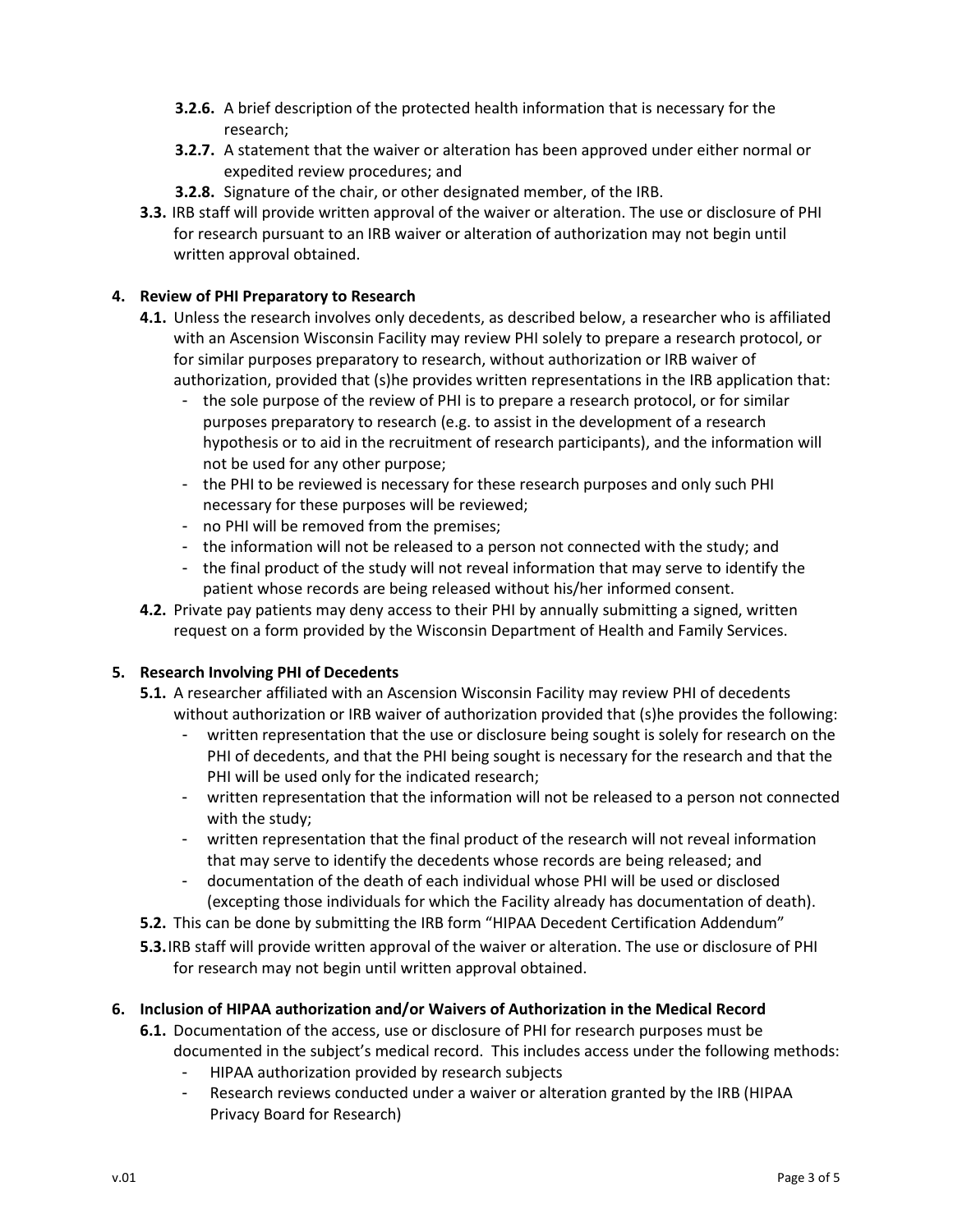- **3.2.6.** A brief description of the protected health information that is necessary for the research;
- **3.2.7.** A statement that the waiver or alteration has been approved under either normal or expedited review procedures; and
- **3.2.8.** Signature of the chair, or other designated member, of the IRB.

**3.3.** IRB staff will provide written approval of the waiver or alteration. The use or disclosure of PHI for research pursuant to an IRB waiver or alteration of authorization may not begin until written approval obtained.

## 4. Review of PHI Preparatory to Research

**4.1.** Unless the research involves only decedents, as described below, a researcher who is affiliated with an Ascension Wisconsin Facility may review PHI solely to prepare a research protocol, or for similar purposes preparatory to research, without authorization or IRB waiver of authorization, provided that (s)he provides written representations in the IRB application that:

- the sole purpose of the review of PHI is to prepare a research protocol, or for similar purposes preparatory to research (e.g. to assist in the development of a research hypothesis or to aid in the recruitment of research participants), and the information will not be used for any other purpose;
- the PHI to be reviewed is necessary for these research purposes and only such PHI necessary for these purposes will be reviewed;
- no PHI will be removed from the premises;
- the information will not be released to a person not connected with the study; and
- the final product of the study will not reveal information that may serve to identify the patient whose records are being released without his/her informed consent.

**4.2.** Private pay patients may deny access to their PHI by annually submitting a signed, written request on a form provided by the Wisconsin Department of Health and Family Services.

## 5. Research Involving PHI of Decedents

**5.1.** A researcher affiliated with an Ascension Wisconsin Facility may review PHI of decedents without authorization or IRB waiver of authorization provided that (s)he provides the following:

- written representation that the use or disclosure being sought is solely for research on the PHI of decedents, and that the PHI being sought is necessary for the research and that the PHI will be used only for the indicated research;
- written representation that the information will not be released to a person not connected with the study;
- written representation that the final product of the research will not reveal information that may serve to identify the decedents whose records are being released; and
- documentation of the death of each individual whose PHI will be used or disclosed (excepting those individuals for which the Facility already has documentation of death).

**5.2.** This can be done by submitting the IRB form "HIPAA Decedent Certification Addendum"

**5.3.** IRB staff will provide written approval of the waiver or alteration. The use or disclosure of PHI for research may not begin until written approval obtained.

## 6. Inclusion of HIPAA authorization and/or Waivers of Authorization in the Medical Record

**6.1.** Documentation of the access, use or disclosure of PHI for research purposes must be documented in the subject's medical record. This includes access under the following methods:

- HIPAA authorization provided by research subjects
- Research reviews conducted under a waiver or alteration granted by the IRB (HIPAA Privacy Board for Research)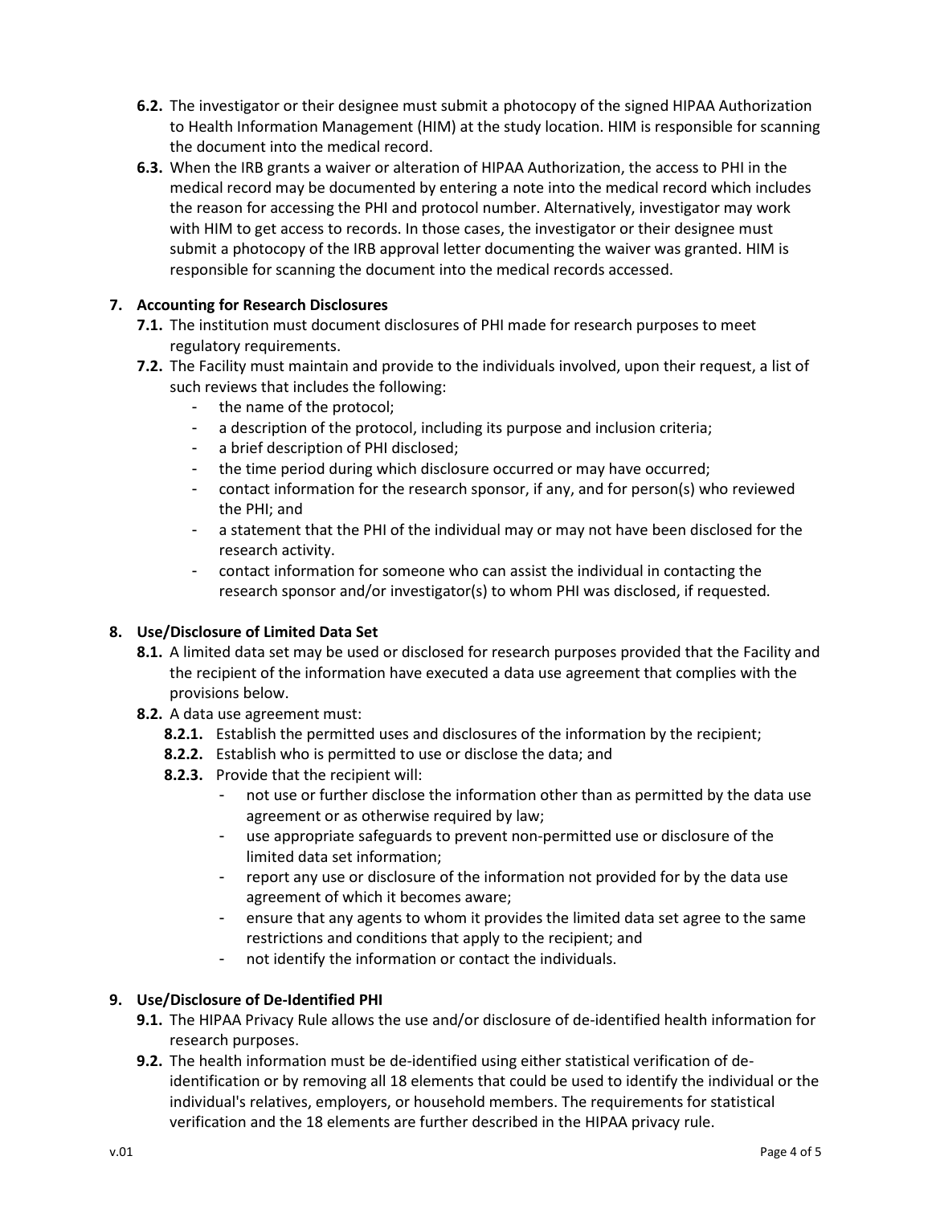**6.2.** The investigator or their designee must submit a photocopy of the signed HIPAA Authorization to Health Information Management (HIM) at the study location. HIM is responsible for scanning the document into the medical record.

**6.3.** When the IRB grants a waiver or alteration of HIPAA Authorization, the access to PHI in the medical record may be documented by entering a note into the medical record which includes the reason for accessing the PHI and protocol number. Alternatively, investigator may work with HIM to get access to records. In those cases, the investigator or their designee must submit a photocopy of the IRB approval letter documenting the waiver was granted. HIM is responsible for scanning the document into the medical records accessed.

## 7. Accounting for Research Disclosures

**7.1.** The institution must document disclosures of PHI made for research purposes to meet regulatory requirements.

**7.2.** The Facility must maintain and provide to the individuals involved, upon their request, a list of such reviews that includes the following:

- the name of the protocol;
- a description of the protocol, including its purpose and inclusion criteria;
- a brief description of PHI disclosed;
- the time period during which disclosure occurred or may have occurred;
- contact information for the research sponsor, if any, and for person(s) who reviewed the PHI; and
- a statement that the PHI of the individual may or may not have been disclosed for the research activity.
- contact information for someone who can assist the individual in contacting the research sponsor and/or investigator(s) to whom PHI was disclosed, if requested.

## 8. Use/Disclosure of Limited Data Set

**8.1.** A limited data set may be used or disclosed for research purposes provided that the Facility and the recipient of the information have executed a data use agreement that complies with the provisions below.

**8.2.** A data use agreement must:

**8.2.1.** Establish the permitted uses and disclosures of the information by the recipient;

**8.2.2.** Establish who is permitted to use or disclose the data; and

**8.2.3.** Provide that the recipient will:

- not use or further disclose the information other than as permitted by the data use agreement or as otherwise required by law;
- use appropriate safeguards to prevent non-permitted use or disclosure of the limited data set information;
- report any use or disclosure of the information not provided for by the data use agreement of which it becomes aware;
- ensure that any agents to whom it provides the limited data set agree to the same restrictions and conditions that apply to the recipient; and
- not identify the information or contact the individuals.

## 9. Use/Disclosure of De-Identified PHI

**9.1.** The HIPAA Privacy Rule allows the use and/or disclosure of de-identified health information for research purposes.

**9.2.** The health information must be de-identified using either statistical verification of de-identification or by removing all 18 elements that could be used to identify the individual or the individual's relatives, employers, or household members. The requirements for statistical verification and the 18 elements are further described in the HIPAA privacy rule.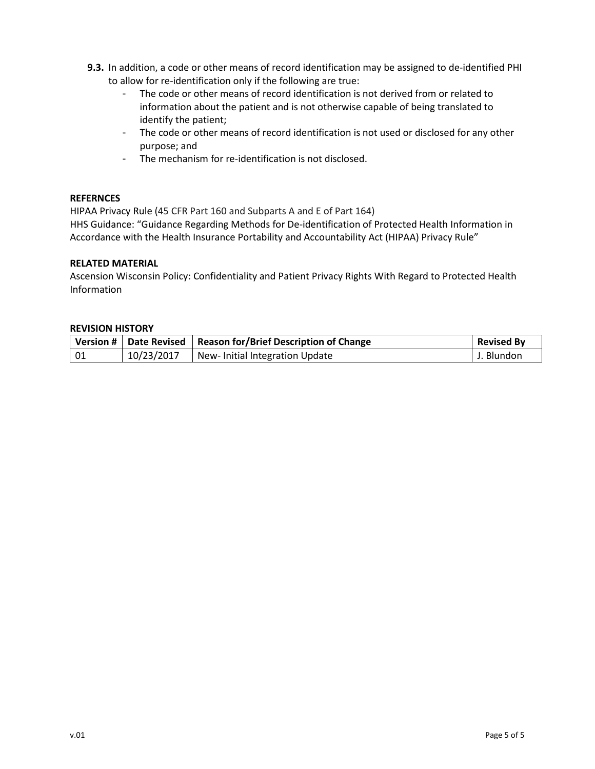**9.3.** In addition, a code or other means of record identification may be assigned to de-identified PHI to allow for re-identification only if the following are true:

- The code or other means of record identification is not derived from or related to information about the patient and is not otherwise capable of being translated to identify the patient;
- The code or other means of record identification is not used or disclosed for any other purpose; and
- The mechanism for re-identification is not disclosed.

**REFERNCES**

HIPAA Privacy Rule (45 CFR Part 160 and Subparts A and E of Part 164)
HHS Guidance: "Guidance Regarding Methods for De-identification of Protected Health Information in Accordance with the Health Insurance Portability and Accountability Act (HIPAA) Privacy Rule"

**RELATED MATERIAL**

Ascension Wisconsin Policy: Confidentiality and Patient Privacy Rights With Regard to Protected Health Information

**REVISION HISTORY**

| Version # | Date Revised | Reason for/Brief Description of Change | Revised By |
|---|---|---|---|
| 01 | 10/23/2017 | New- Initial Integration Update | J. Blundon |